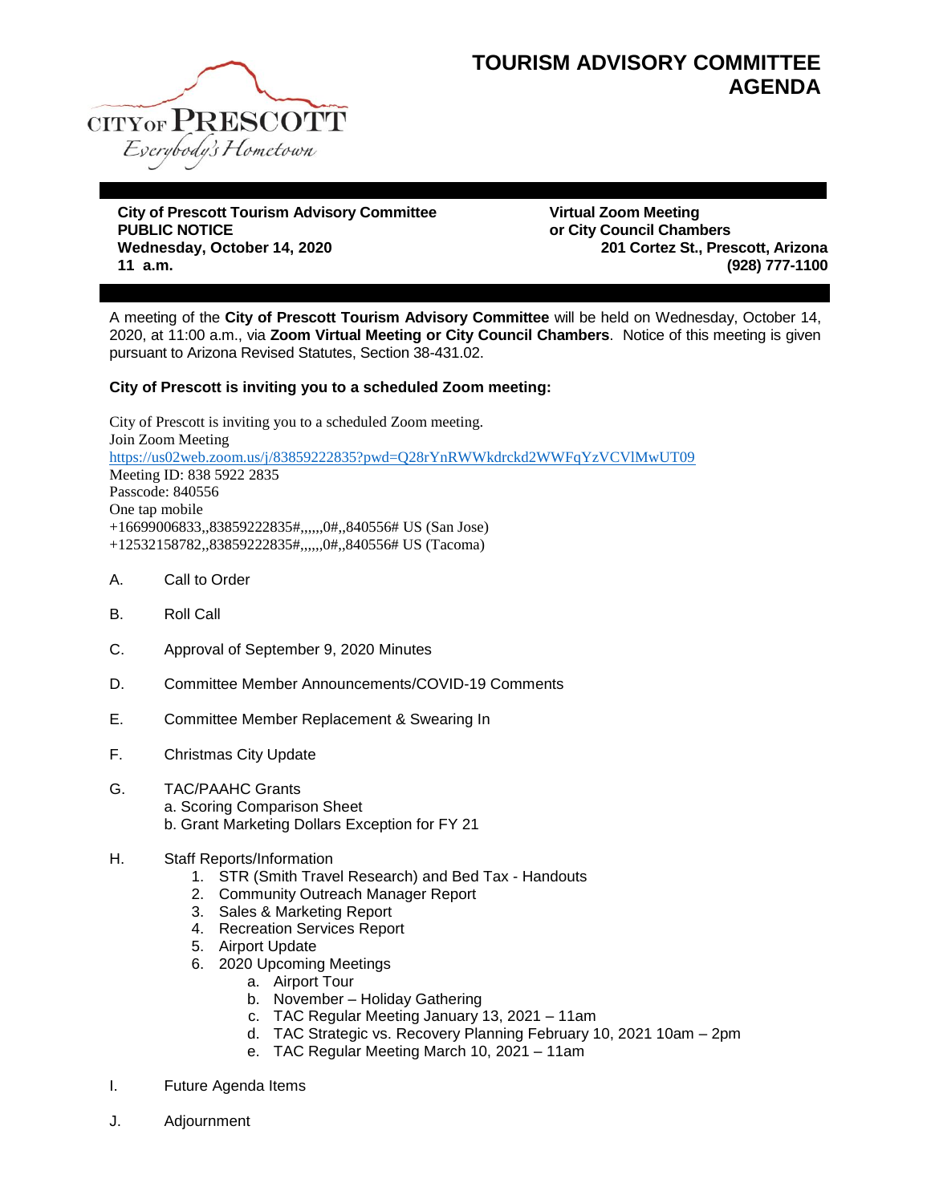CITY OF PRESCOTT
*Everybody's Hometown*

# TOURISM ADVISORY COMMITTEE AGENDA

**City of Prescott Tourism Advisory Committee**
**PUBLIC NOTICE**
**Wednesday, October 14, 2020**
**11 a.m.**

**Virtual Zoom Meeting**
**or City Council Chambers**
**201 Cortez St., Prescott, Arizona**
**(928) 777-1100**

A meeting of the **City of Prescott Tourism Advisory Committee** will be held on Wednesday, October 14, 2020, at 11:00 a.m., via **Zoom Virtual Meeting or City Council Chambers**. Notice of this meeting is given pursuant to Arizona Revised Statutes, Section 38-431.02.

**City of Prescott is inviting you to a scheduled Zoom meeting:**

City of Prescott is inviting you to a scheduled Zoom meeting.
Join Zoom Meeting
https://us02web.zoom.us/j/83859222835?pwd=Q28rYnRWWkdrckd2WWFqYzVCVlMwUT09
Meeting ID: 838 5922 2835
Passcode: 840556
One tap mobile
+16699006833,,83859222835#,,,,,,0#,,840556# US (San Jose)
+12532158782,,83859222835#,,,,,,0#,,840556# US (Tacoma)

A. Call to Order

B. Roll Call

C. Approval of September 9, 2020 Minutes

D. Committee Member Announcements/COVID-19 Comments

E. Committee Member Replacement & Swearing In

F. Christmas City Update

G. TAC/PAAHC Grants
   a. Scoring Comparison Sheet
   b. Grant Marketing Dollars Exception for FY 21

H. Staff Reports/Information
   1. STR (Smith Travel Research) and Bed Tax - Handouts
   2. Community Outreach Manager Report
   3. Sales & Marketing Report
   4. Recreation Services Report
   5. Airport Update
   6. 2020 Upcoming Meetings
      a. Airport Tour
      b. November – Holiday Gathering
      c. TAC Regular Meeting January 13, 2021 – 11am
      d. TAC Strategic vs. Recovery Planning February 10, 2021 10am – 2pm
      e. TAC Regular Meeting March 10, 2021 – 11am

I. Future Agenda Items

J. Adjournment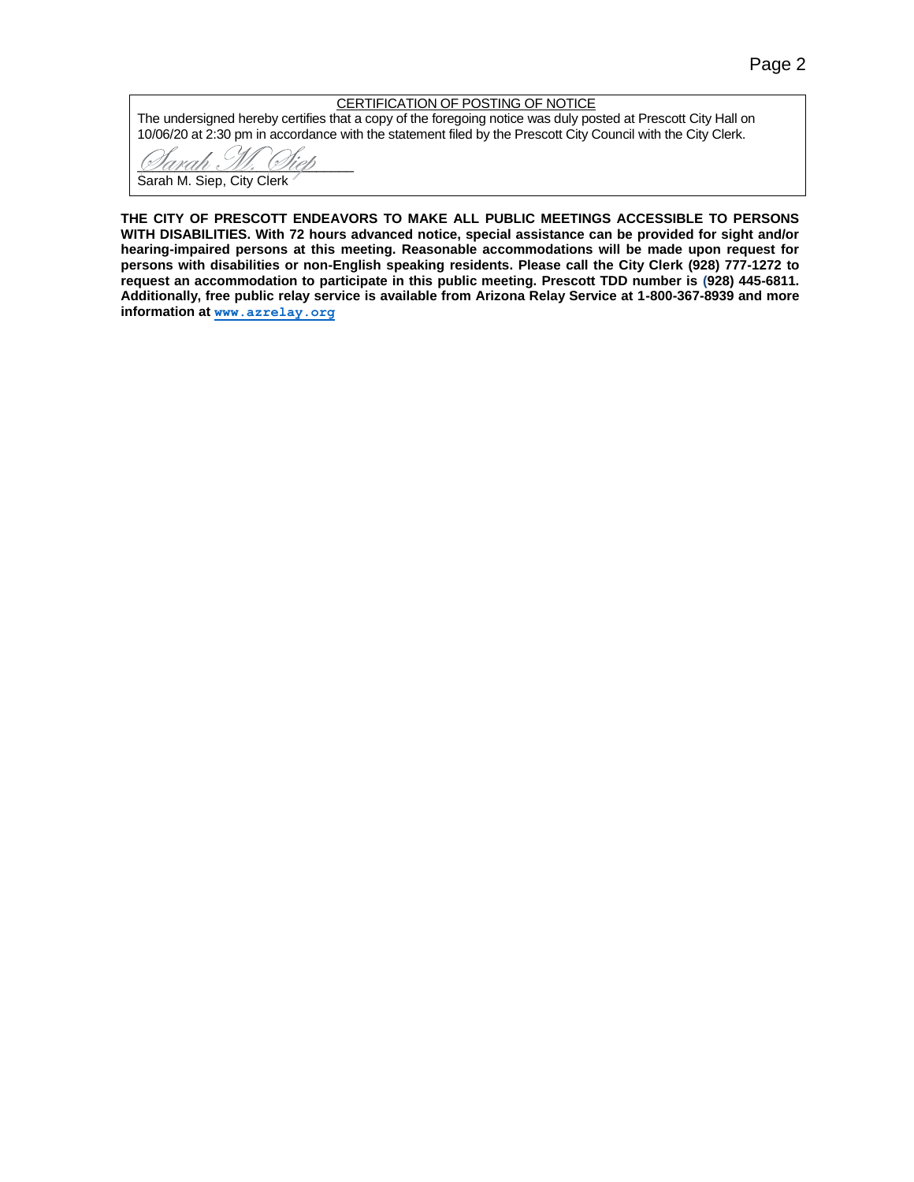CERTIFICATION OF POSTING OF NOTICE

The undersigned hereby certifies that a copy of the foregoing notice was duly posted at Prescott City Hall on 10/06/20 at 2:30 pm in accordance with the statement filed by the Prescott City Council with the City Clerk.

*Sarah M. Siep*

Sarah M. Siep, City Clerk

**THE CITY OF PRESCOTT ENDEAVORS TO MAKE ALL PUBLIC MEETINGS ACCESSIBLE TO PERSONS WITH DISABILITIES. With 72 hours advanced notice, special assistance can be provided for sight and/or hearing-impaired persons at this meeting. Reasonable accommodations will be made upon request for persons with disabilities or non-English speaking residents. Please call the City Clerk (928) 777-1272 to request an accommodation to participate in this public meeting. Prescott TDD number is (928) 445-6811. Additionally, free public relay service is available from Arizona Relay Service at 1-800-367-8939 and more information at www.azrelay.org**